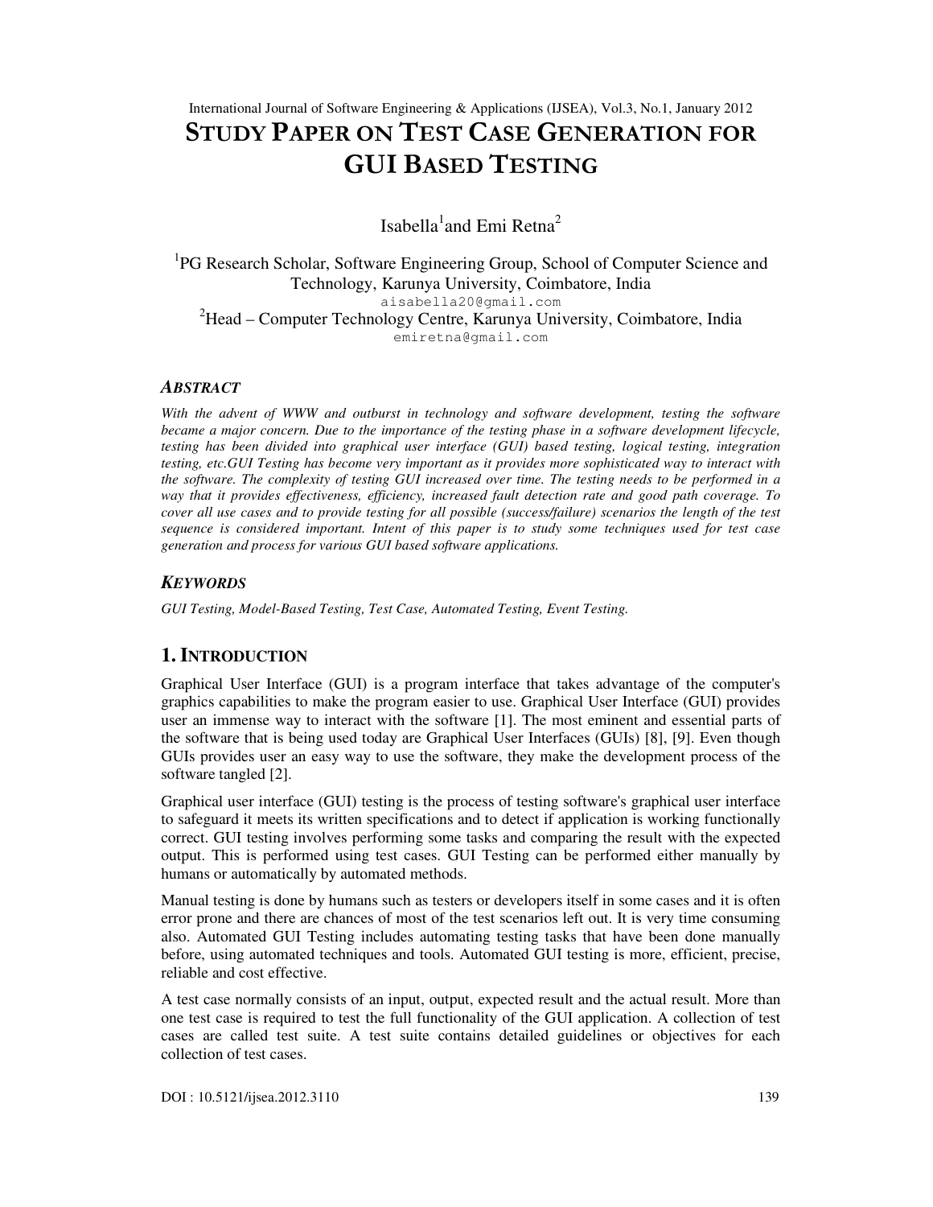# STUDY PAPER ON TEST CASE GENERATION FOR GUI BASED TESTING

Isabella[1] and Emi Retna[2]

[1]PG Research Scholar, Software Engineering Group, School of Computer Science and Technology, Karunya University, Coimbatore, India
aisabella20@gmail.com

[2]Head – Computer Technology Centre, Karunya University, Coimbatore, India
emiretna@gmail.com

### *ABSTRACT*

*With the advent of WWW and outburst in technology and software development, testing the software became a major concern. Due to the importance of the testing phase in a software development lifecycle, testing has been divided into graphical user interface (GUI) based testing, logical testing, integration testing, etc.GUI Testing has become very important as it provides more sophisticated way to interact with the software. The complexity of testing GUI increased over time. The testing needs to be performed in a way that it provides effectiveness, efficiency, increased fault detection rate and good path coverage. To cover all use cases and to provide testing for all possible (success/failure) scenarios the length of the test sequence is considered important. Intent of this paper is to study some techniques used for test case generation and process for various GUI based software applications.*

### *KEYWORDS*

*GUI Testing, Model-Based Testing, Test Case, Automated Testing, Event Testing.*

## 1. INTRODUCTION

Graphical User Interface (GUI) is a program interface that takes advantage of the computer's graphics capabilities to make the program easier to use. Graphical User Interface (GUI) provides user an immense way to interact with the software [1]. The most eminent and essential parts of the software that is being used today are Graphical User Interfaces (GUIs) [8], [9]. Even though GUIs provides user an easy way to use the software, they make the development process of the software tangled [2].

Graphical user interface (GUI) testing is the process of testing software's graphical user interface to safeguard it meets its written specifications and to detect if application is working functionally correct. GUI testing involves performing some tasks and comparing the result with the expected output. This is performed using test cases. GUI Testing can be performed either manually by humans or automatically by automated methods.

Manual testing is done by humans such as testers or developers itself in some cases and it is often error prone and there are chances of most of the test scenarios left out. It is very time consuming also. Automated GUI Testing includes automating testing tasks that have been done manually before, using automated techniques and tools. Automated GUI testing is more, efficient, precise, reliable and cost effective.

A test case normally consists of an input, output, expected result and the actual result. More than one test case is required to test the full functionality of the GUI application. A collection of test cases are called test suite. A test suite contains detailed guidelines or objectives for each collection of test cases.

DOI : 10.5121/ijsea.2012.3110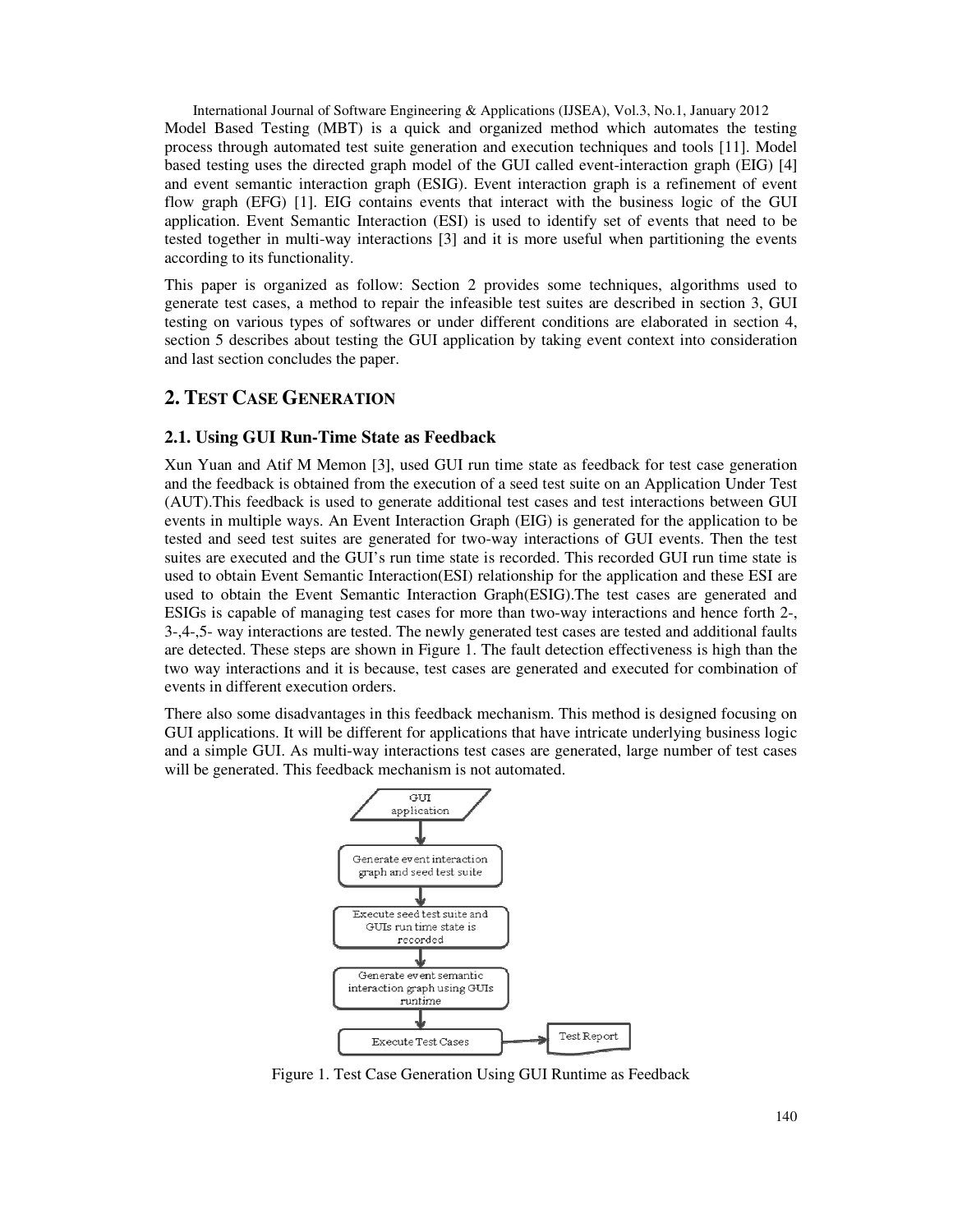Model Based Testing (MBT) is a quick and organized method which automates the testing process through automated test suite generation and execution techniques and tools [11]. Model based testing uses the directed graph model of the GUI called event-interaction graph (EIG) [4] and event semantic interaction graph (ESIG). Event interaction graph is a refinement of event flow graph (EFG) [1]. EIG contains events that interact with the business logic of the GUI application. Event Semantic Interaction (ESI) is used to identify set of events that need to be tested together in multi-way interactions [3] and it is more useful when partitioning the events according to its functionality.

This paper is organized as follow: Section 2 provides some techniques, algorithms used to generate test cases, a method to repair the infeasible test suites are described in section 3, GUI testing on various types of softwares or under different conditions are elaborated in section 4, section 5 describes about testing the GUI application by taking event context into consideration and last section concludes the paper.

## 2. TEST CASE GENERATION

### 2.1. Using GUI Run-Time State as Feedback

Xun Yuan and Atif M Memon [3], used GUI run time state as feedback for test case generation and the feedback is obtained from the execution of a seed test suite on an Application Under Test (AUT).This feedback is used to generate additional test cases and test interactions between GUI events in multiple ways. An Event Interaction Graph (EIG) is generated for the application to be tested and seed test suites are generated for two-way interactions of GUI events. Then the test suites are executed and the GUI's run time state is recorded. This recorded GUI run time state is used to obtain Event Semantic Interaction(ESI) relationship for the application and these ESI are used to obtain the Event Semantic Interaction Graph(ESIG).The test cases are generated and ESIGs is capable of managing test cases for more than two-way interactions and hence forth 2-, 3-,4-,5- way interactions are tested. The newly generated test cases are tested and additional faults are detected. These steps are shown in Figure 1. The fault detection effectiveness is high than the two way interactions and it is because, test cases are generated and executed for combination of events in different execution orders.

There also some disadvantages in this feedback mechanism. This method is designed focusing on GUI applications. It will be different for applications that have intricate underlying business logic and a simple GUI. As multi-way interactions test cases are generated, large number of test cases will be generated. This feedback mechanism is not automated.

GUI application → Generate event interaction graph and seed test suite → Execute seed test suite and GUIs run time state is recorded → Generate event semantic interaction graph using GUIs runtime → Execute Test Cases → Test Report

Figure 1. Test Case Generation Using GUI Runtime as Feedback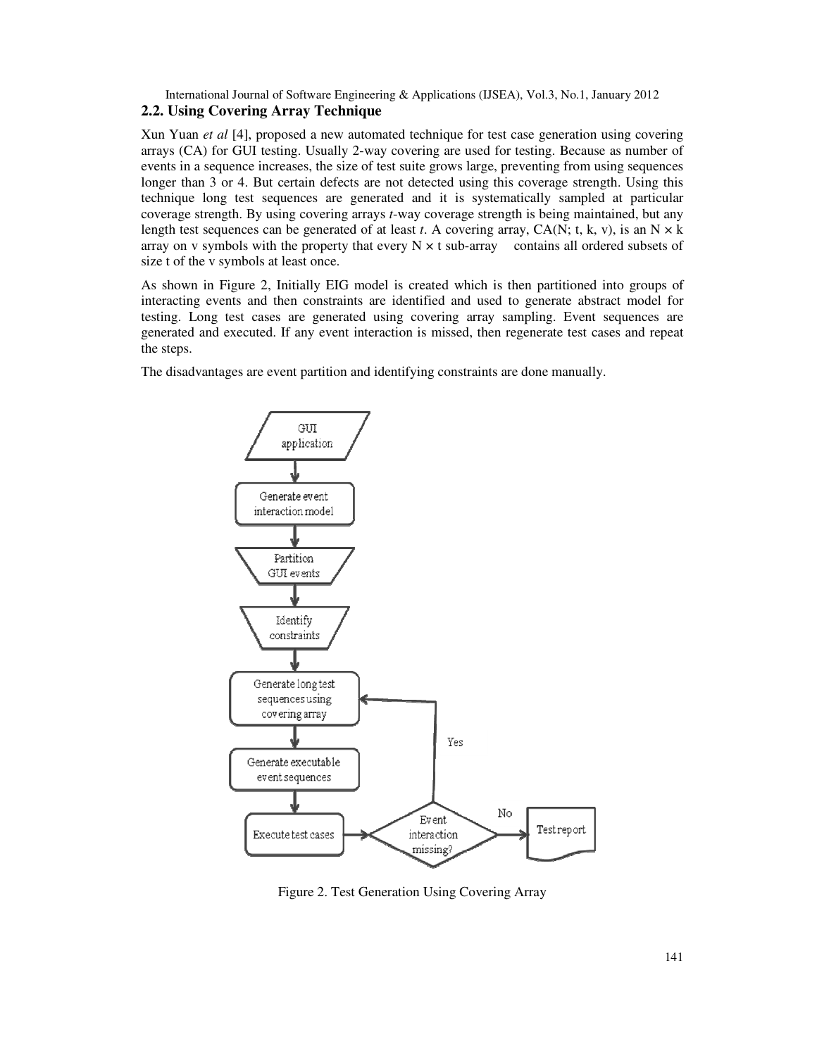## 2.2. Using Covering Array Technique

Xun Yuan *et al* [4], proposed a new automated technique for test case generation using covering arrays (CA) for GUI testing. Usually 2-way covering are used for testing. Because as number of events in a sequence increases, the size of test suite grows large, preventing from using sequences longer than 3 or 4. But certain defects are not detected using this coverage strength. Using this technique long test sequences are generated and it is systematically sampled at particular coverage strength. By using covering arrays *t*-way coverage strength is being maintained, but any length test sequences can be generated of at least *t*. A covering array, CA(N; t, k, v), is an $N \times k$ array on v symbols with the property that every $N \times t$ sub-array contains all ordered subsets of size t of the v symbols at least once.

As shown in Figure 2, Initially EIG model is created which is then partitioned into groups of interacting events and then constraints are identified and used to generate abstract model for testing. Long test cases are generated using covering array sampling. Event sequences are generated and executed. If any event interaction is missed, then regenerate test cases and repeat the steps.

The disadvantages are event partition and identifying constraints are done manually.

Figure 2. Test Generation Using Covering Array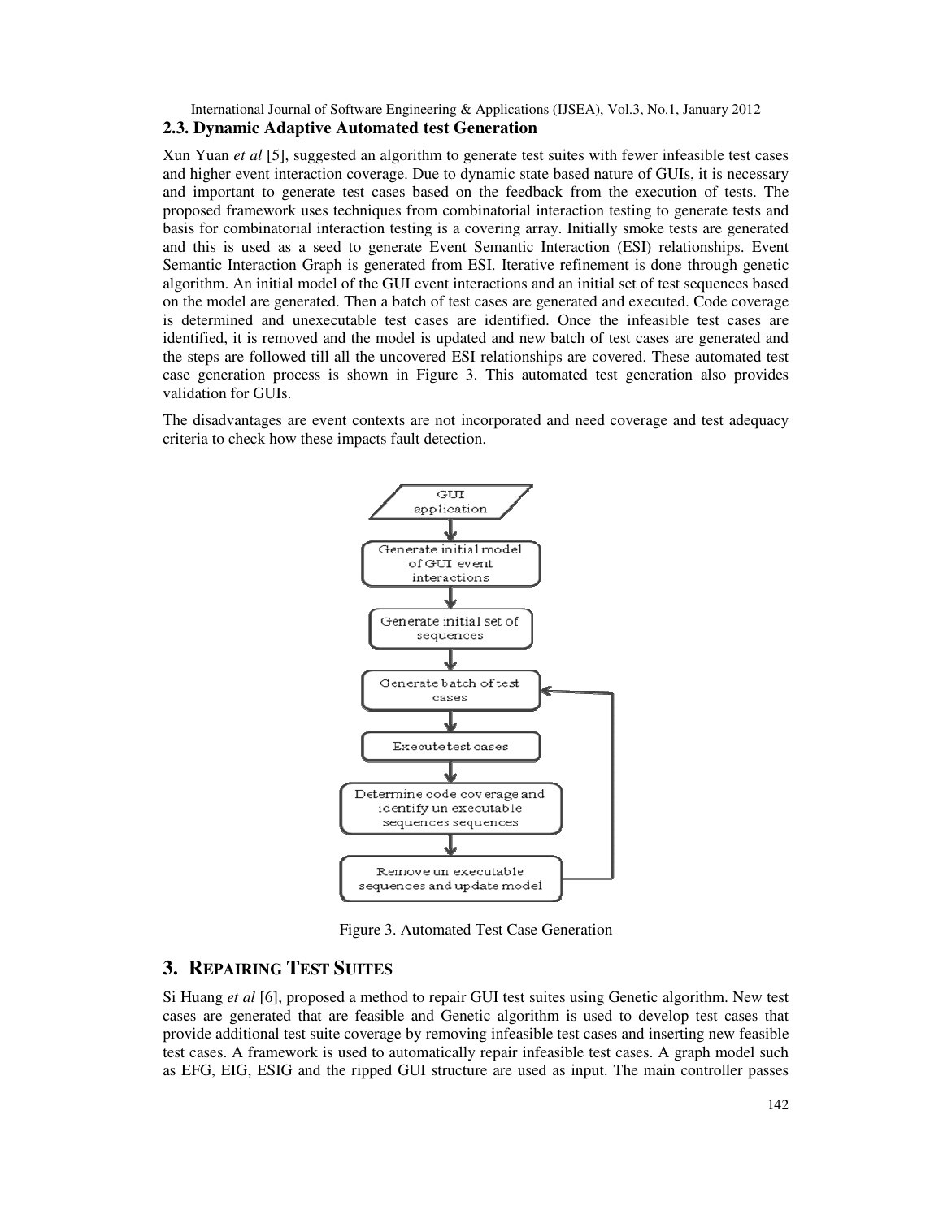## 2.3. Dynamic Adaptive Automated test Generation

Xun Yuan *et al* [5], suggested an algorithm to generate test suites with fewer infeasible test cases and higher event interaction coverage. Due to dynamic state based nature of GUIs, it is necessary and important to generate test cases based on the feedback from the execution of tests. The proposed framework uses techniques from combinatorial interaction testing to generate tests and basis for combinatorial interaction testing is a covering array. Initially smoke tests are generated and this is used as a seed to generate Event Semantic Interaction (ESI) relationships. Event Semantic Interaction Graph is generated from ESI. Iterative refinement is done through genetic algorithm. An initial model of the GUI event interactions and an initial set of test sequences based on the model are generated. Then a batch of test cases are generated and executed. Code coverage is determined and unexecutable test cases are identified. Once the infeasible test cases are identified, it is removed and the model is updated and new batch of test cases are generated and the steps are followed till all the uncovered ESI relationships are covered. These automated test case generation process is shown in Figure 3. This automated test generation also provides validation for GUIs.

The disadvantages are event contexts are not incorporated and need coverage and test adequacy criteria to check how these impacts fault detection.

GUI application

Generate initial model of GUI event interactions

Generate initial set of sequences

Generate batch of test cases

Execute test cases

Determine code coverage and identify un executable sequences sequences

Remove un executable sequences and update model

Figure 3. Automated Test Case Generation

# 3. Repairing Test Suites

Si Huang *et al* [6], proposed a method to repair GUI test suites using Genetic algorithm. New test cases are generated that are feasible and Genetic algorithm is used to develop test cases that provide additional test suite coverage by removing infeasible test cases and inserting new feasible test cases. A framework is used to automatically repair infeasible test cases. A graph model such as EFG, EIG, ESIG and the ripped GUI structure are used as input. The main controller passes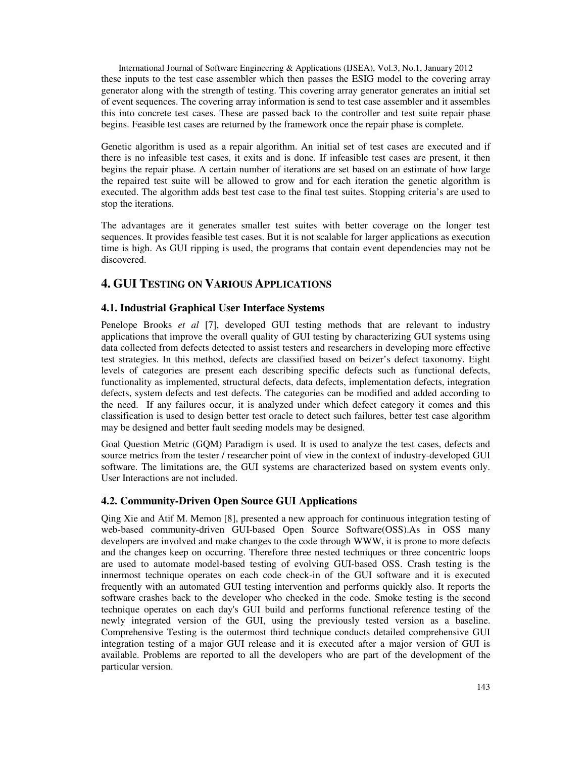these inputs to the test case assembler which then passes the ESIG model to the covering array generator along with the strength of testing. This covering array generator generates an initial set of event sequences. The covering array information is send to test case assembler and it assembles this into concrete test cases. These are passed back to the controller and test suite repair phase begins. Feasible test cases are returned by the framework once the repair phase is complete.

Genetic algorithm is used as a repair algorithm. An initial set of test cases are executed and if there is no infeasible test cases, it exits and is done. If infeasible test cases are present, it then begins the repair phase. A certain number of iterations are set based on an estimate of how large the repaired test suite will be allowed to grow and for each iteration the genetic algorithm is executed. The algorithm adds best test case to the final test suites. Stopping criteria's are used to stop the iterations.

The advantages are it generates smaller test suites with better coverage on the longer test sequences. It provides feasible test cases. But it is not scalable for larger applications as execution time is high. As GUI ripping is used, the programs that contain event dependencies may not be discovered.

## 4. GUI Testing on Various Applications

### 4.1. Industrial Graphical User Interface Systems

Penelope Brooks *et al* [7], developed GUI testing methods that are relevant to industry applications that improve the overall quality of GUI testing by characterizing GUI systems using data collected from defects detected to assist testers and researchers in developing more effective test strategies. In this method, defects are classified based on beizer's defect taxonomy. Eight levels of categories are present each describing specific defects such as functional defects, functionality as implemented, structural defects, data defects, implementation defects, integration defects, system defects and test defects. The categories can be modified and added according to the need. If any failures occur, it is analyzed under which defect category it comes and this classification is used to design better test oracle to detect such failures, better test case algorithm may be designed and better fault seeding models may be designed.

Goal Question Metric (GQM) Paradigm is used. It is used to analyze the test cases, defects and source metrics from the tester / researcher point of view in the context of industry-developed GUI software. The limitations are, the GUI systems are characterized based on system events only. User Interactions are not included.

### 4.2. Community-Driven Open Source GUI Applications

Qing Xie and Atif M. Memon [8], presented a new approach for continuous integration testing of web-based community-driven GUI-based Open Source Software(OSS).As in OSS many developers are involved and make changes to the code through WWW, it is prone to more defects and the changes keep on occurring. Therefore three nested techniques or three concentric loops are used to automate model-based testing of evolving GUI-based OSS. Crash testing is the innermost technique operates on each code check-in of the GUI software and it is executed frequently with an automated GUI testing intervention and performs quickly also. It reports the software crashes back to the developer who checked in the code. Smoke testing is the second technique operates on each day's GUI build and performs functional reference testing of the newly integrated version of the GUI, using the previously tested version as a baseline. Comprehensive Testing is the outermost third technique conducts detailed comprehensive GUI integration testing of a major GUI release and it is executed after a major version of GUI is available. Problems are reported to all the developers who are part of the development of the particular version.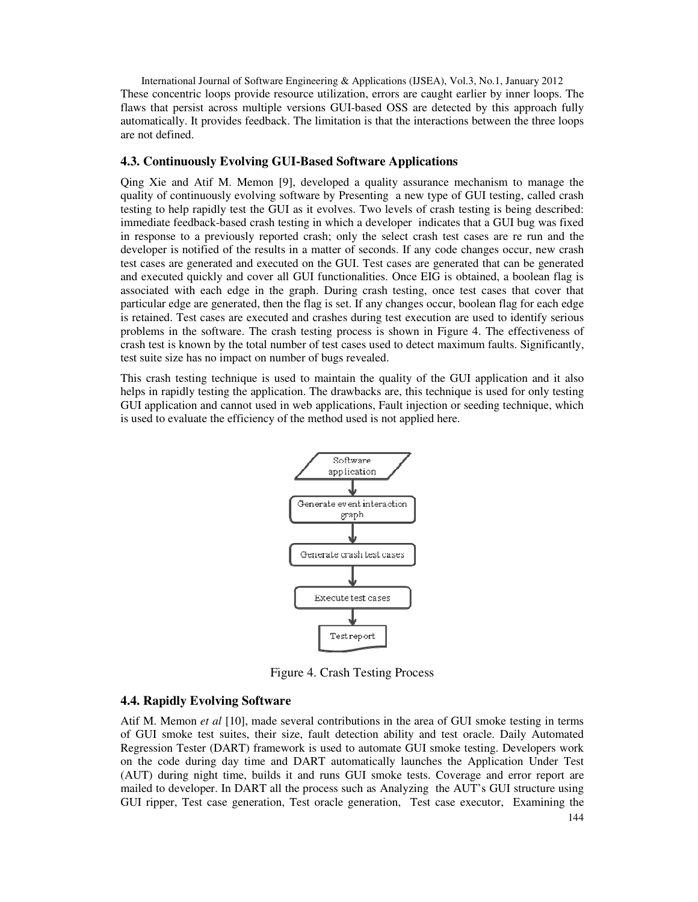These concentric loops provide resource utilization, errors are caught earlier by inner loops. The flaws that persist across multiple versions GUI-based OSS are detected by this approach fully automatically. It provides feedback. The limitation is that the interactions between the three loops are not defined.

### 4.3. Continuously Evolving GUI-Based Software Applications

Qing Xie and Atif M. Memon [9], developed a quality assurance mechanism to manage the quality of continuously evolving software by Presenting a new type of GUI testing, called crash testing to help rapidly test the GUI as it evolves. Two levels of crash testing is being described: immediate feedback-based crash testing in which a developer indicates that a GUI bug was fixed in response to a previously reported crash; only the select crash test cases are re run and the developer is notified of the results in a matter of seconds. If any code changes occur, new crash test cases are generated and executed on the GUI. Test cases are generated that can be generated and executed quickly and cover all GUI functionalities. Once EIG is obtained, a boolean flag is associated with each edge in the graph. During crash testing, once test cases that cover that particular edge are generated, then the flag is set. If any changes occur, boolean flag for each edge is retained. Test cases are executed and crashes during test execution are used to identify serious problems in the software. The crash testing process is shown in Figure 4. The effectiveness of crash test is known by the total number of test cases used to detect maximum faults. Significantly, test suite size has no impact on number of bugs revealed.

This crash testing technique is used to maintain the quality of the GUI application and it also helps in rapidly testing the application. The drawbacks are, this technique is used for only testing GUI application and cannot used in web applications, Fault injection or seeding technique, which is used to evaluate the efficiency of the method used is not applied here.

Software application → Generate event interaction graph → Generate crash test cases → Execute test cases → Test report

Figure 4. Crash Testing Process

### 4.4. Rapidly Evolving Software

Atif M. Memon *et al* [10], made several contributions in the area of GUI smoke testing in terms of GUI smoke test suites, their size, fault detection ability and test oracle. Daily Automated Regression Tester (DART) framework is used to automate GUI smoke testing. Developers work on the code during day time and DART automatically launches the Application Under Test (AUT) during night time, builds it and runs GUI smoke tests. Coverage and error report are mailed to developer. In DART all the process such as Analyzing the AUT's GUI structure using GUI ripper, Test case generation, Test oracle generation, Test case executor, Examining the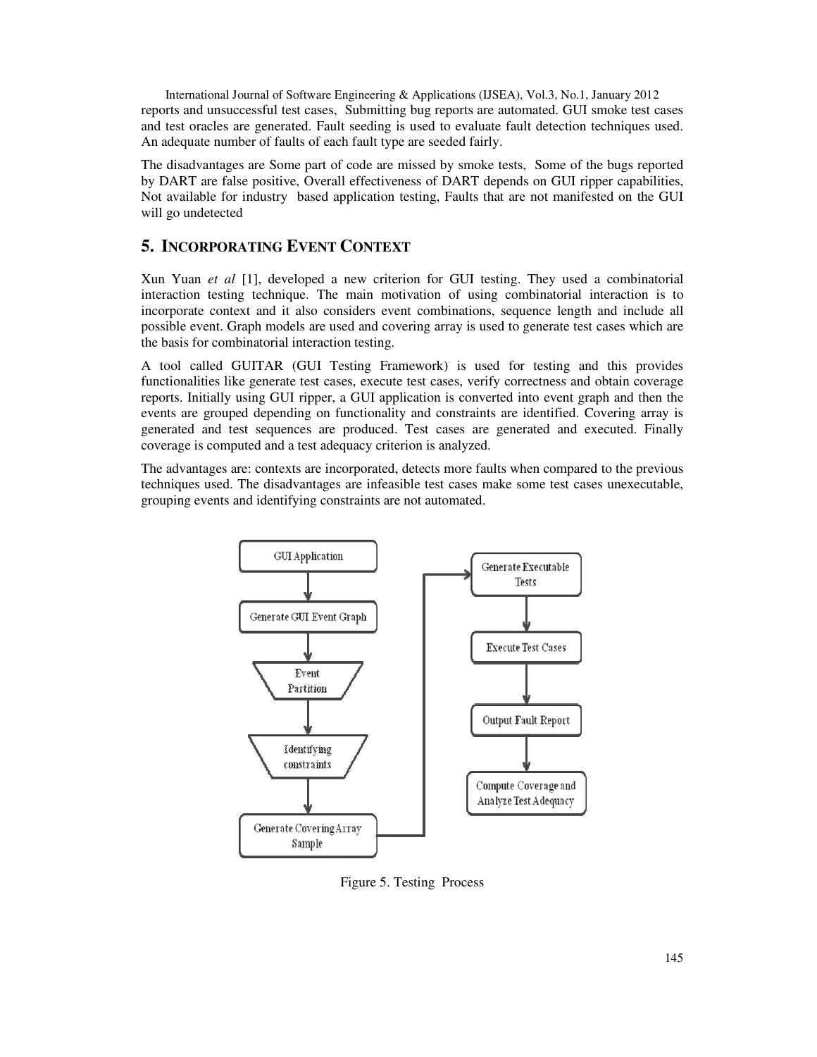reports and unsuccessful test cases, Submitting bug reports are automated. GUI smoke test cases and test oracles are generated. Fault seeding is used to evaluate fault detection techniques used. An adequate number of faults of each fault type are seeded fairly.

The disadvantages are Some part of code are missed by smoke tests, Some of the bugs reported by DART are false positive, Overall effectiveness of DART depends on GUI ripper capabilities, Not available for industry based application testing, Faults that are not manifested on the GUI will go undetected

## 5. INCORPORATING EVENT CONTEXT

Xun Yuan *et al* [1], developed a new criterion for GUI testing. They used a combinatorial interaction testing technique. The main motivation of using combinatorial interaction is to incorporate context and it also considers event combinations, sequence length and include all possible event. Graph models are used and covering array is used to generate test cases which are the basis for combinatorial interaction testing.

A tool called GUITAR (GUI Testing Framework) is used for testing and this provides functionalities like generate test cases, execute test cases, verify correctness and obtain coverage reports. Initially using GUI ripper, a GUI application is converted into event graph and then the events are grouped depending on functionality and constraints are identified. Covering array is generated and test sequences are produced. Test cases are generated and executed. Finally coverage is computed and a test adequacy criterion is analyzed.

The advantages are: contexts are incorporated, detects more faults when compared to the previous techniques used. The disadvantages are infeasible test cases make some test cases unexecutable, grouping events and identifying constraints are not automated.

GUI Application → Generate GUI Event Graph → Event Partition → Identifying constraints → Generate Covering Array Sample → Generate Executable Tests → Execute Test Cases → Output Fault Report → Compute Coverage and Analyze Test Adequacy

Figure 5. Testing Process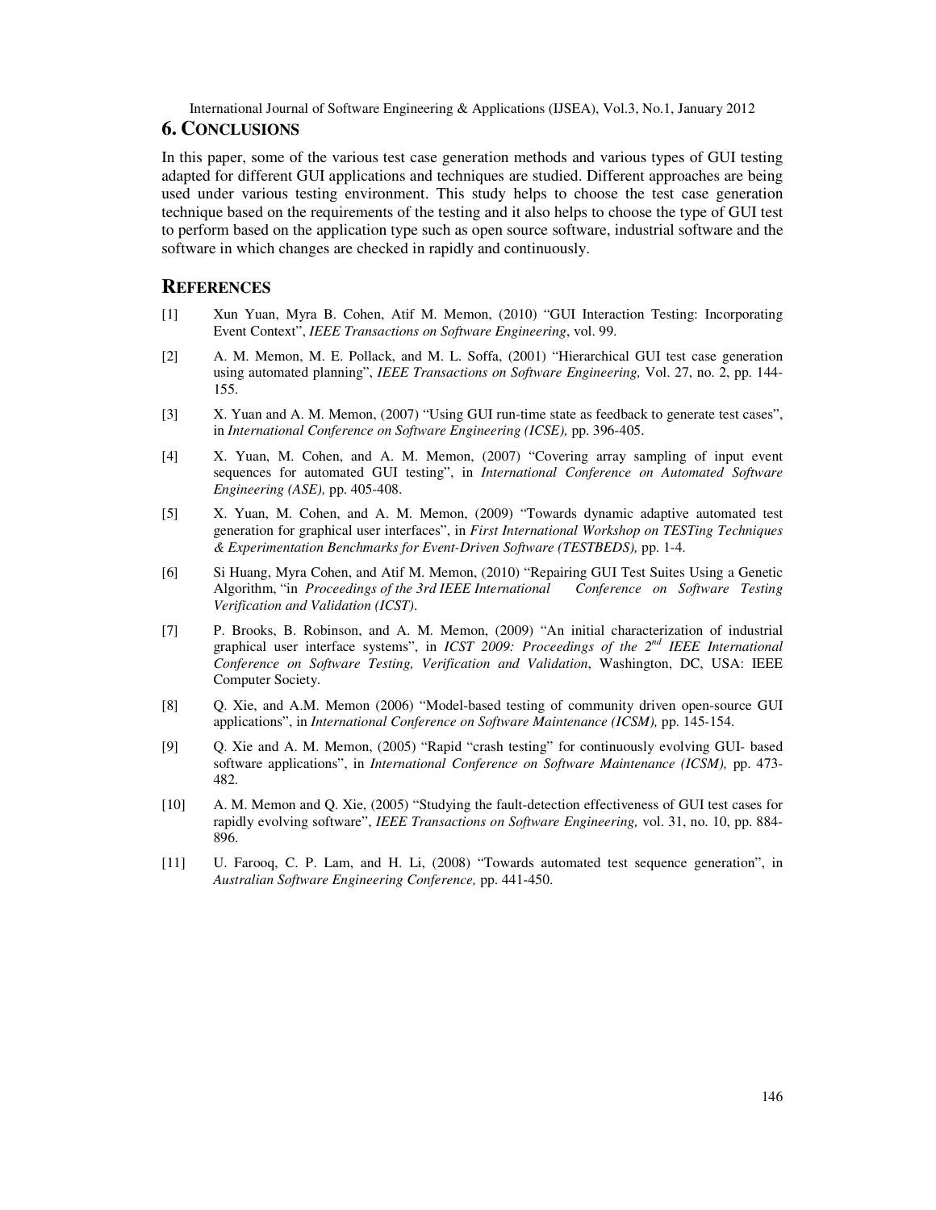## 6. CONCLUSIONS

In this paper, some of the various test case generation methods and various types of GUI testing adapted for different GUI applications and techniques are studied. Different approaches are being used under various testing environment. This study helps to choose the test case generation technique based on the requirements of the testing and it also helps to choose the type of GUI test to perform based on the application type such as open source software, industrial software and the software in which changes are checked in rapidly and continuously.

## REFERENCES

[1] Xun Yuan, Myra B. Cohen, Atif M. Memon, (2010) "GUI Interaction Testing: Incorporating Event Context", *IEEE Transactions on Software Engineering*, vol. 99.

[2] A. M. Memon, M. E. Pollack, and M. L. Soffa, (2001) "Hierarchical GUI test case generation using automated planning", *IEEE Transactions on Software Engineering,* Vol. 27, no. 2, pp. 144-155.

[3] X. Yuan and A. M. Memon, (2007) "Using GUI run-time state as feedback to generate test cases", in *International Conference on Software Engineering (ICSE),* pp. 396-405.

[4] X. Yuan, M. Cohen, and A. M. Memon, (2007) "Covering array sampling of input event sequences for automated GUI testing", in *International Conference on Automated Software Engineering (ASE),* pp. 405-408.

[5] X. Yuan, M. Cohen, and A. M. Memon, (2009) "Towards dynamic adaptive automated test generation for graphical user interfaces", in *First International Workshop on TESTing Techniques & Experimentation Benchmarks for Event-Driven Software (TESTBEDS),* pp. 1-4.

[6] Si Huang, Myra Cohen, and Atif M. Memon, (2010) "Repairing GUI Test Suites Using a Genetic Algorithm, "in *Proceedings of the 3rd IEEE International Conference on Software Testing Verification and Validation (ICST).*

[7] P. Brooks, B. Robinson, and A. M. Memon, (2009) "An initial characterization of industrial graphical user interface systems", in *ICST 2009: Proceedings of the 2nd IEEE International Conference on Software Testing, Verification and Validation*, Washington, DC, USA: IEEE Computer Society.

[8] Q. Xie, and A.M. Memon (2006) "Model-based testing of community driven open-source GUI applications", in *International Conference on Software Maintenance (ICSM),* pp. 145-154.

[9] Q. Xie and A. M. Memon, (2005) Rapid "crash testing" for continuously evolving GUI- based software applications", in *International Conference on Software Maintenance (ICSM),* pp. 473-482.

[10] A. M. Memon and Q. Xie, (2005) "Studying the fault-detection effectiveness of GUI test cases for rapidly evolving software", *IEEE Transactions on Software Engineering,* vol. 31, no. 10, pp. 884-896.

[11] U. Farooq, C. P. Lam, and H. Li, (2008) "Towards automated test sequence generation", in *Australian Software Engineering Conference,* pp. 441-450.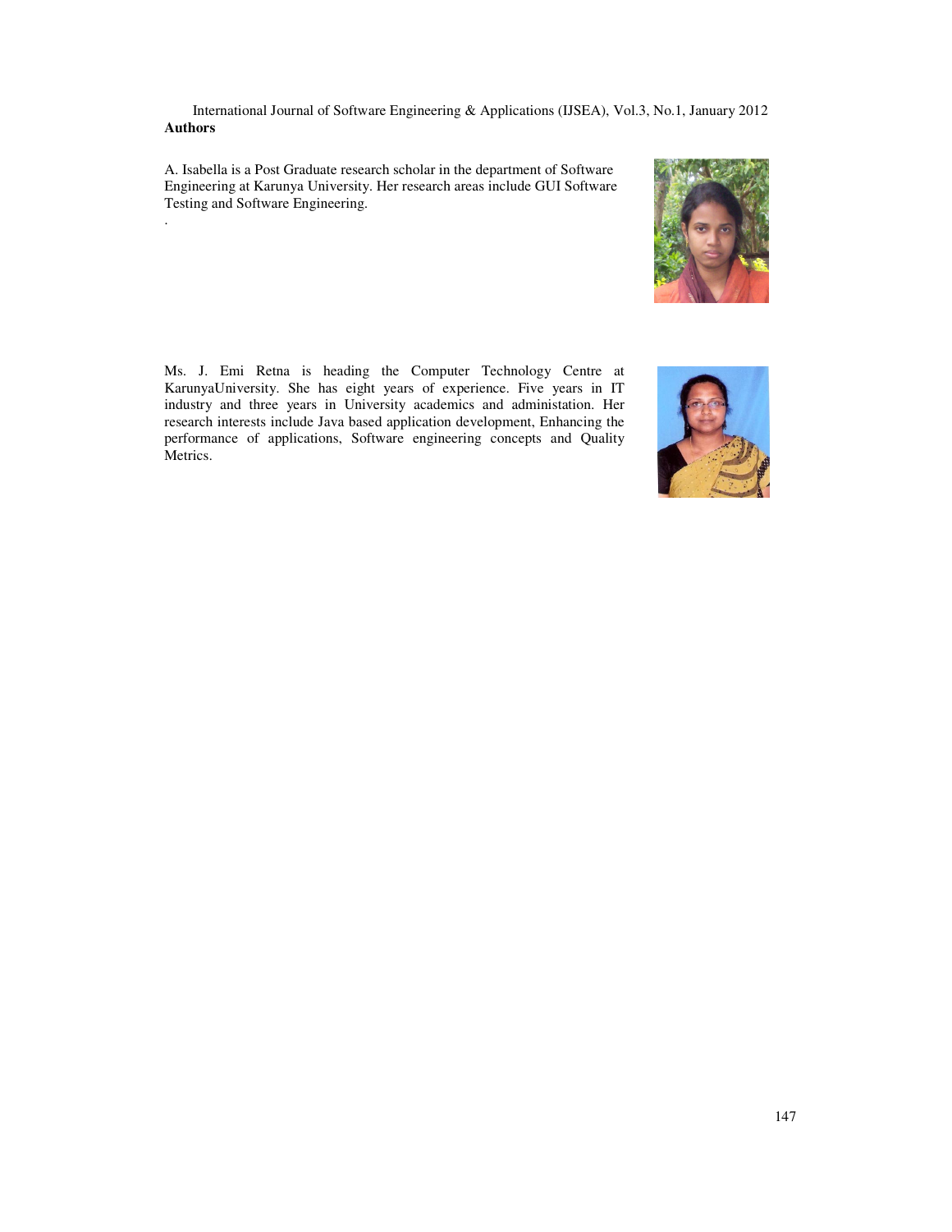**Authors**

A. Isabella is a Post Graduate research scholar in the department of Software Engineering at Karunya University. Her research areas include GUI Software Testing and Software Engineering.

.

Ms. J. Emi Retna is heading the Computer Technology Centre at KarunyaUniversity. She has eight years of experience. Five years in IT industry and three years in University academics and administation. Her research interests include Java based application development, Enhancing the performance of applications, Software engineering concepts and Quality Metrics.